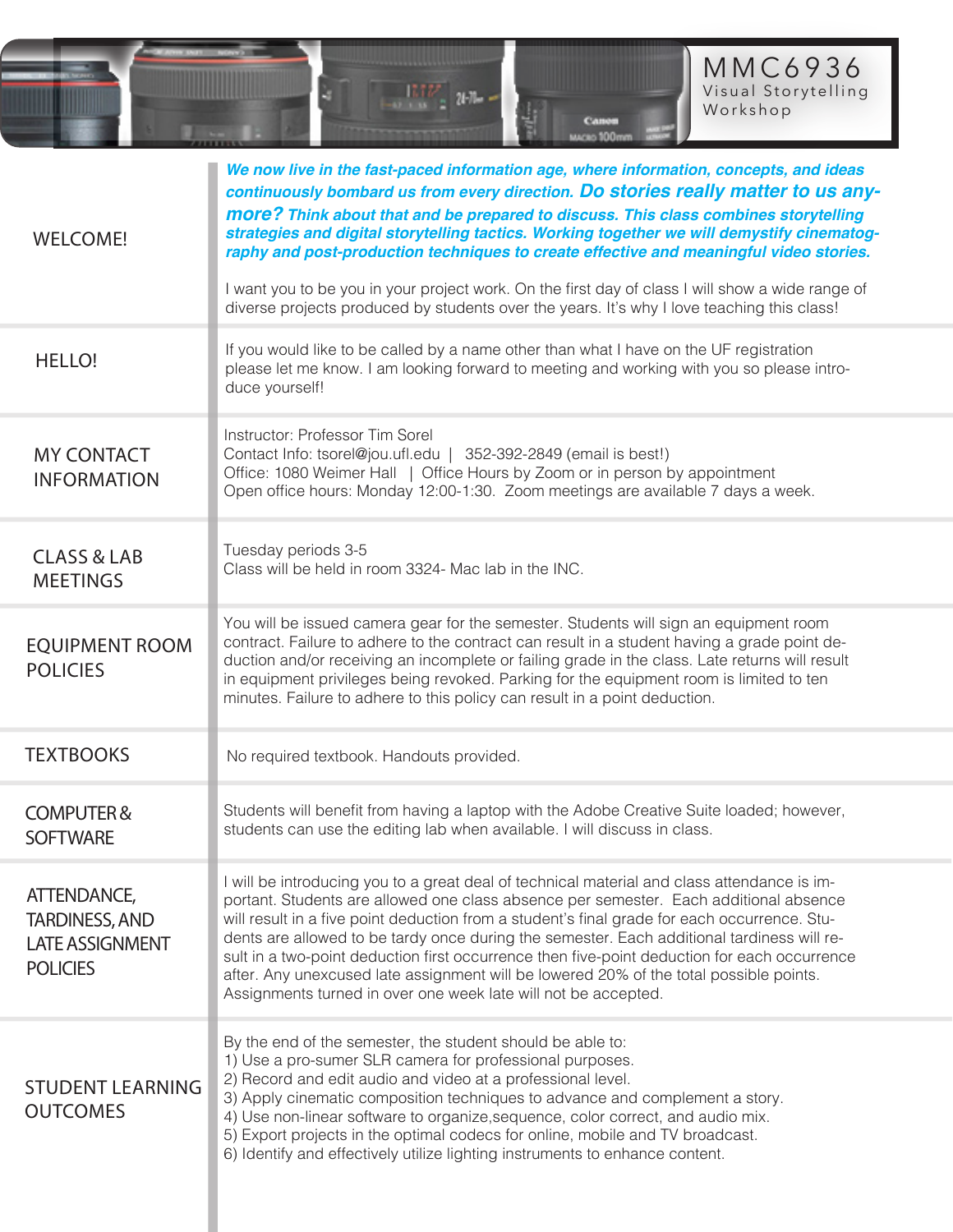# MMC6936

## Visual Storytelling Workshop

## WELCOME!

***We now live in the fast-paced information age, where information, concepts, and ideas continuously bombard us from every direction. Do stories really matter to us anymore? Think about that and be prepared to discuss. This class combines storytelling strategies and digital storytelling tactics. Working together we will demystify cinematography and post-production techniques to create effective and meaningful video stories.***

I want you to be you in your project work. On the first day of class I will show a wide range of diverse projects produced by students over the years. It's why I love teaching this class!

## HELLO!

If you would like to be called by a name other than what I have on the UF registration please let me know. I am looking forward to meeting and working with you so please introduce yourself!

## MY CONTACT INFORMATION

Instructor: Professor Tim Sorel
Contact Info: tsorel@jou.ufl.edu | 352-392-2849 (email is best!)
Office: 1080 Weimer Hall | Office Hours by Zoom or in person by appointment
Open office hours: Monday 12:00-1:30. Zoom meetings are available 7 days a week.

## CLASS & LAB MEETINGS

Tuesday periods 3-5
Class will be held in room 3324- Mac lab in the INC.

## EQUIPMENT ROOM POLICIES

You will be issued camera gear for the semester. Students will sign an equipment room contract. Failure to adhere to the contract can result in a student having a grade point deduction and/or receiving an incomplete or failing grade in the class. Late returns will result in equipment privileges being revoked. Parking for the equipment room is limited to ten minutes. Failure to adhere to this policy can result in a point deduction.

## TEXTBOOKS

No required textbook. Handouts provided.

## COMPUTER & SOFTWARE

Students will benefit from having a laptop with the Adobe Creative Suite loaded; however, students can use the editing lab when available. I will discuss in class.

## ATTENDANCE, TARDINESS, AND LATE ASSIGNMENT POLICIES

I will be introducing you to a great deal of technical material and class attendance is important. Students are allowed one class absence per semester. Each additional absence will result in a five point deduction from a student's final grade for each occurrence. Students are allowed to be tardy once during the semester. Each additional tardiness will result in a two-point deduction first occurrence then five-point deduction for each occurrence after. Any unexcused late assignment will be lowered 20% of the total possible points. Assignments turned in over one week late will not be accepted.

## STUDENT LEARNING OUTCOMES

By the end of the semester, the student should be able to:
1) Use a pro-sumer SLR camera for professional purposes.
2) Record and edit audio and video at a professional level.
3) Apply cinematic composition techniques to advance and complement a story.
4) Use non-linear software to organize,sequence, color correct, and audio mix.
5) Export projects in the optimal codecs for online, mobile and TV broadcast.
6) Identify and effectively utilize lighting instruments to enhance content.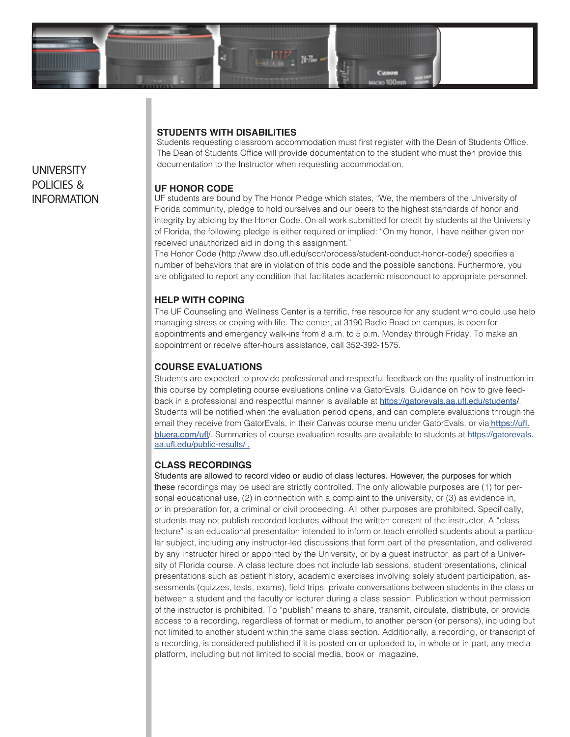# UNIVERSITY POLICIES & INFORMATION

## STUDENTS WITH DISABILITIES

Students requesting classroom accommodation must first register with the Dean of Students Office. The Dean of Students Office will provide documentation to the student who must then provide this documentation to the Instructor when requesting accommodation.

## UF HONOR CODE

UF students are bound by The Honor Pledge which states, "We, the members of the University of Florida community, pledge to hold ourselves and our peers to the highest standards of honor and integrity by abiding by the Honor Code. On all work submitted for credit by students at the University of Florida, the following pledge is either required or implied: "On my honor, I have neither given nor received unauthorized aid in doing this assignment."

The Honor Code (http://www.dso.ufl.edu/sccr/process/student-conduct-honor-code/) specifies a number of behaviors that are in violation of this code and the possible sanctions. Furthermore, you are obligated to report any condition that facilitates academic misconduct to appropriate personnel.

## HELP WITH COPING

The UF Counseling and Wellness Center is a terrific, free resource for any student who could use help managing stress or coping with life. The center, at 3190 Radio Road on campus, is open for appointments and emergency walk-ins from 8 a.m. to 5 p.m. Monday through Friday. To make an appointment or receive after-hours assistance, call 352-392-1575.

## COURSE EVALUATIONS

Students are expected to provide professional and respectful feedback on the quality of instruction in this course by completing course evaluations online via GatorEvals. Guidance on how to give feedback in a professional and respectful manner is available at https://gatorevals.aa.ufl.edu/students/. Students will be notified when the evaluation period opens, and can complete evaluations through the email they receive from GatorEvals, in their Canvas course menu under GatorEvals, or via https://ufl.bluera.com/ufl/. Summaries of course evaluation results are available to students at https://gatorevals.aa.ufl.edu/public-results/ .

## CLASS RECORDINGS

Students are allowed to record video or audio of class lectures. However, the purposes for which these recordings may be used are strictly controlled. The only allowable purposes are (1) for personal educational use, (2) in connection with a complaint to the university, or (3) as evidence in, or in preparation for, a criminal or civil proceeding. All other purposes are prohibited. Specifically, students may not publish recorded lectures without the written consent of the instructor. A "class lecture" is an educational presentation intended to inform or teach enrolled students about a particular subject, including any instructor-led discussions that form part of the presentation, and delivered by any instructor hired or appointed by the University, or by a guest instructor, as part of a University of Florida course. A class lecture does not include lab sessions, student presentations, clinical presentations such as patient history, academic exercises involving solely student participation, assessments (quizzes, tests, exams), field trips, private conversations between students in the class or between a student and the faculty or lecturer during a class session. Publication without permission of the instructor is prohibited. To "publish" means to share, transmit, circulate, distribute, or provide access to a recording, regardless of format or medium, to another person (or persons), including but not limited to another student within the same class section. Additionally, a recording, or transcript of a recording, is considered published if it is posted on or uploaded to, in whole or in part, any media platform, including but not limited to social media, book or magazine.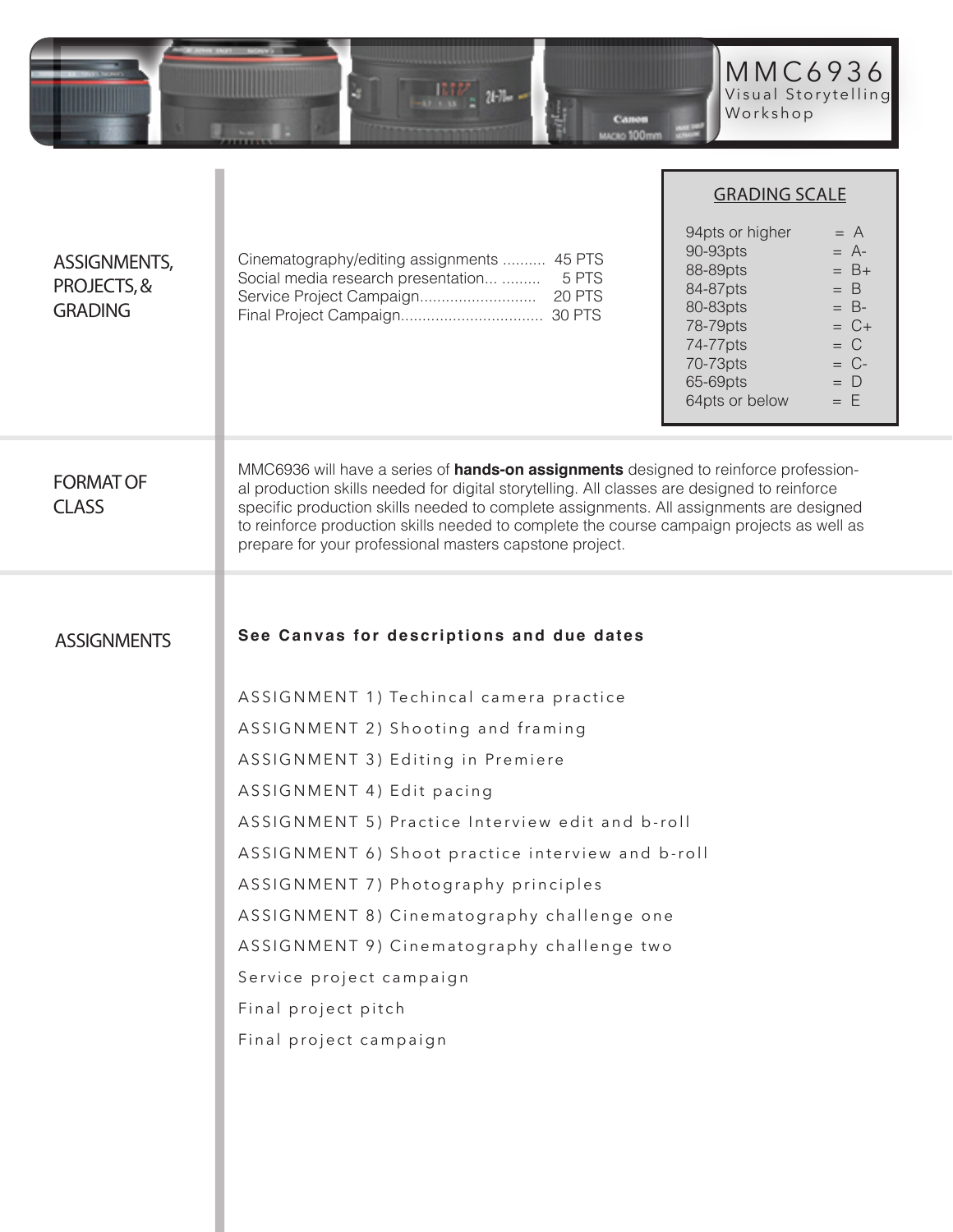# MMC6936

Visual Storytelling Workshop

## ASSIGNMENTS, PROJECTS, & GRADING

| Item | Points |
|---|---|
| Cinematography/editing assignments | 45 PTS |
| Social media research presentation | 5 PTS |
| Service Project Campaign | 20 PTS |
| Final Project Campaign | 30 PTS |

### GRADING SCALE

| Points | Grade |
|---|---|
| 94pts or higher | = A |
| 90-93pts | = A- |
| 88-89pts | = B+ |
| 84-87pts | = B |
| 80-83pts | = B- |
| 78-79pts | = C+ |
| 74-77pts | = C |
| 70-73pts | = C- |
| 65-69pts | = D |
| 64pts or below | = E |

## FORMAT OF CLASS

MMC6936 will have a series of **hands-on assignments** designed to reinforce professional production skills needed for digital storytelling. All classes are designed to reinforce specific production skills needed to complete assignments. All assignments are designed to reinforce production skills needed to complete the course campaign projects as well as prepare for your professional masters capstone project.

## ASSIGNMENTS

**See Canvas for descriptions and due dates**

ASSIGNMENT 1) Techincal camera practice

ASSIGNMENT 2) Shooting and framing

ASSIGNMENT 3) Editing in Premiere

ASSIGNMENT 4) Edit pacing

ASSIGNMENT 5) Practice Interview edit and b-roll

ASSIGNMENT 6) Shoot practice interview and b-roll

ASSIGNMENT 7) Photography principles

ASSIGNMENT 8) Cinematography challenge one

ASSIGNMENT 9) Cinematography challenge two

Service project campaign

Final project pitch

Final project campaign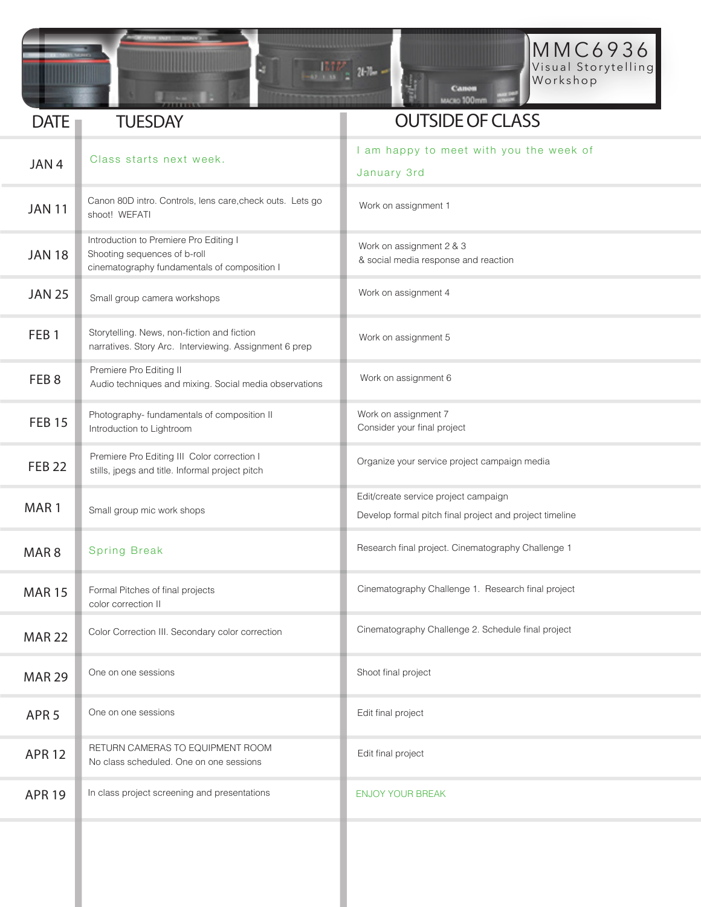# MMC6936
## Visual Storytelling Workshop

| DATE | TUESDAY | OUTSIDE OF CLASS |
|---|---|---|
| JAN 4 | Class starts next week. | I am happy to meet with you the week of January 3rd |
| JAN 11 | Canon 80D intro. Controls, lens care,check outs. Lets go shoot! WEFATI | Work on assignment 1 |
| JAN 18 | Introduction to Premiere Pro Editing I<br>Shooting sequences of b-roll<br>cinematography fundamentals of composition I | Work on assignment 2 & 3<br>& social media response and reaction |
| JAN 25 | Small group camera workshops | Work on assignment 4 |
| FEB 1 | Storytelling. News, non-fiction and fiction narratives. Story Arc. Interviewing. Assignment 6 prep | Work on assignment 5 |
| FEB 8 | Premiere Pro Editing II<br>Audio techniques and mixing. Social media observations | Work on assignment 6 |
| FEB 15 | Photography- fundamentals of composition II<br>Introduction to Lightroom | Work on assignment 7<br>Consider your final project |
| FEB 22 | Premiere Pro Editing III Color correction I<br>stills, jpegs and title. Informal project pitch | Organize your service project campaign media |
| MAR 1 | Small group mic work shops | Edit/create service project campaign<br>Develop formal pitch final project and project timeline |
| MAR 8 | Spring Break | Research final project. Cinematography Challenge 1 |
| MAR 15 | Formal Pitches of final projects<br>color correction II | Cinematography Challenge 1. Research final project |
| MAR 22 | Color Correction III. Secondary color correction | Cinematography Challenge 2. Schedule final project |
| MAR 29 | One on one sessions | Shoot final project |
| APR 5 | One on one sessions | Edit final project |
| APR 12 | RETURN CAMERAS TO EQUIPMENT ROOM<br>No class scheduled. One on one sessions | Edit final project |
| APR 19 | In class project screening and presentations | ENJOY YOUR BREAK |